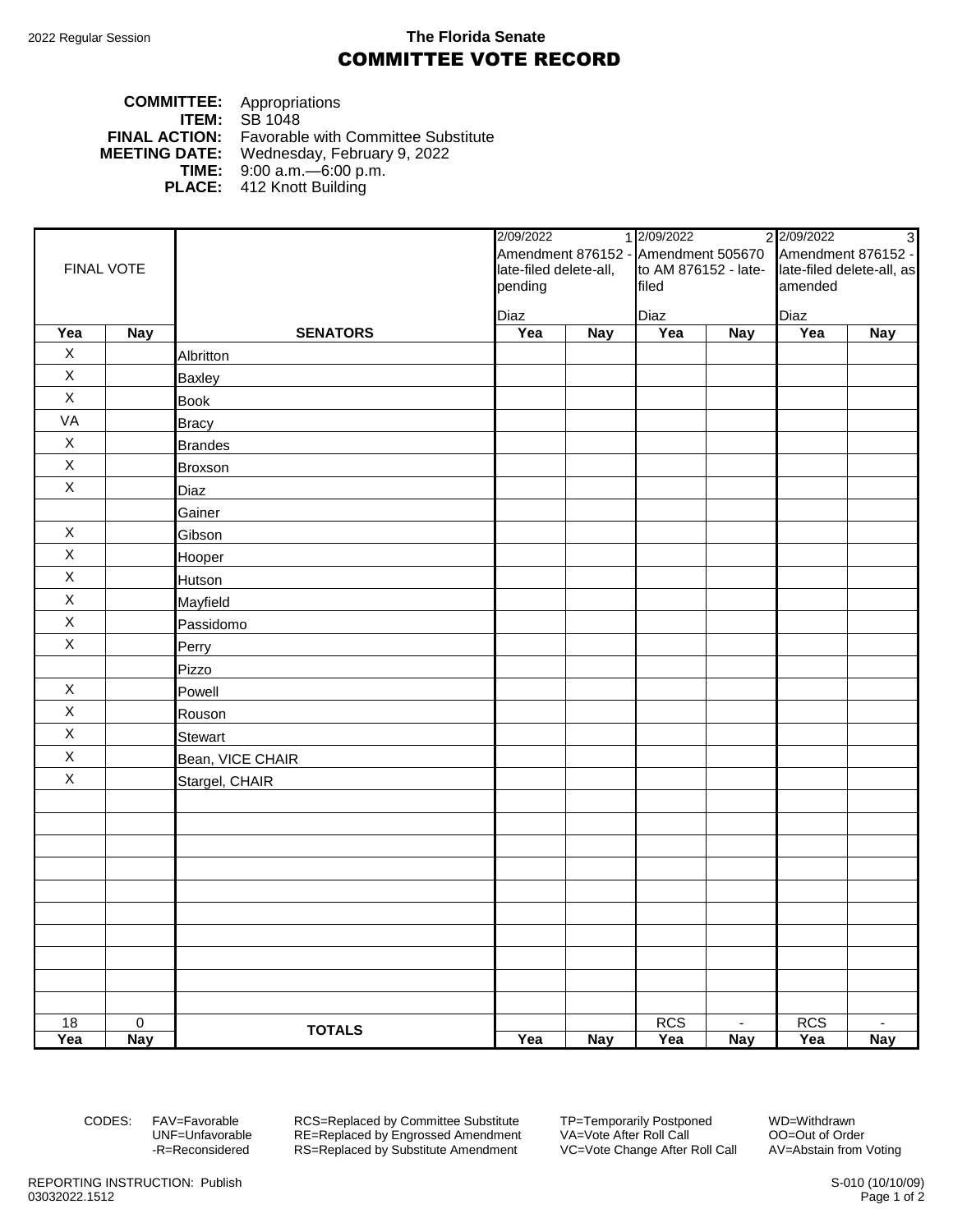2022 Regular Session

**The Florida Senate**

# COMMITTEE VOTE RECORD

**COMMITTEE:** Appropriations
**ITEM:** SB 1048
**FINAL ACTION:** Favorable with Committee Substitute
**MEETING DATE:** Wednesday, February 9, 2022
**TIME:** 9:00 a.m.—6:00 p.m.
**PLACE:** 412 Knott Building

| FINAL VOTE | | | 2/09/2022 1 Amendment 876152 - late-filed delete-all, pending Diaz | | 2/09/2022 2 Amendment 505670 to AM 876152 - late-filed Diaz | | 2/09/2022 3 Amendment 876152 - late-filed delete-all, as amended Diaz | |
|---|---|---|---|---|---|---|---|---|
| **Yea** | **Nay** | **SENATORS** | **Yea** | **Nay** | **Yea** | **Nay** | **Yea** | **Nay** |
| X | | Albritton | | | | | | |
| X | | Baxley | | | | | | |
| X | | Book | | | | | | |
| VA | | Bracy | | | | | | |
| X | | Brandes | | | | | | |
| X | | Broxson | | | | | | |
| X | | Diaz | | | | | | |
| | | Gainer | | | | | | |
| X | | Gibson | | | | | | |
| X | | Hooper | | | | | | |
| X | | Hutson | | | | | | |
| X | | Mayfield | | | | | | |
| X | | Passidomo | | | | | | |
| X | | Perry | | | | | | |
| | | Pizzo | | | | | | |
| X | | Powell | | | | | | |
| X | | Rouson | | | | | | |
| X | | Stewart | | | | | | |
| X | | Bean, VICE CHAIR | | | | | | |
| X | | Stargel, CHAIR | | | | | | |
| 18 | 0 | **TOTALS** | | | RCS | - | RCS | - |
| **Yea** | **Nay** | | **Yea** | **Nay** | **Yea** | **Nay** | **Yea** | **Nay** |

CODES: FAV=Favorable, UNF=Unfavorable, -R=Reconsidered, RCS=Replaced by Committee Substitute, RE=Replaced by Engrossed Amendment, RS=Replaced by Substitute Amendment, TP=Temporarily Postponed, VA=Vote After Roll Call, VC=Vote Change After Roll Call, WD=Withdrawn, OO=Out of Order, AV=Abstain from Voting

REPORTING INSTRUCTION: Publish
03032022.1512

S-010 (10/10/09)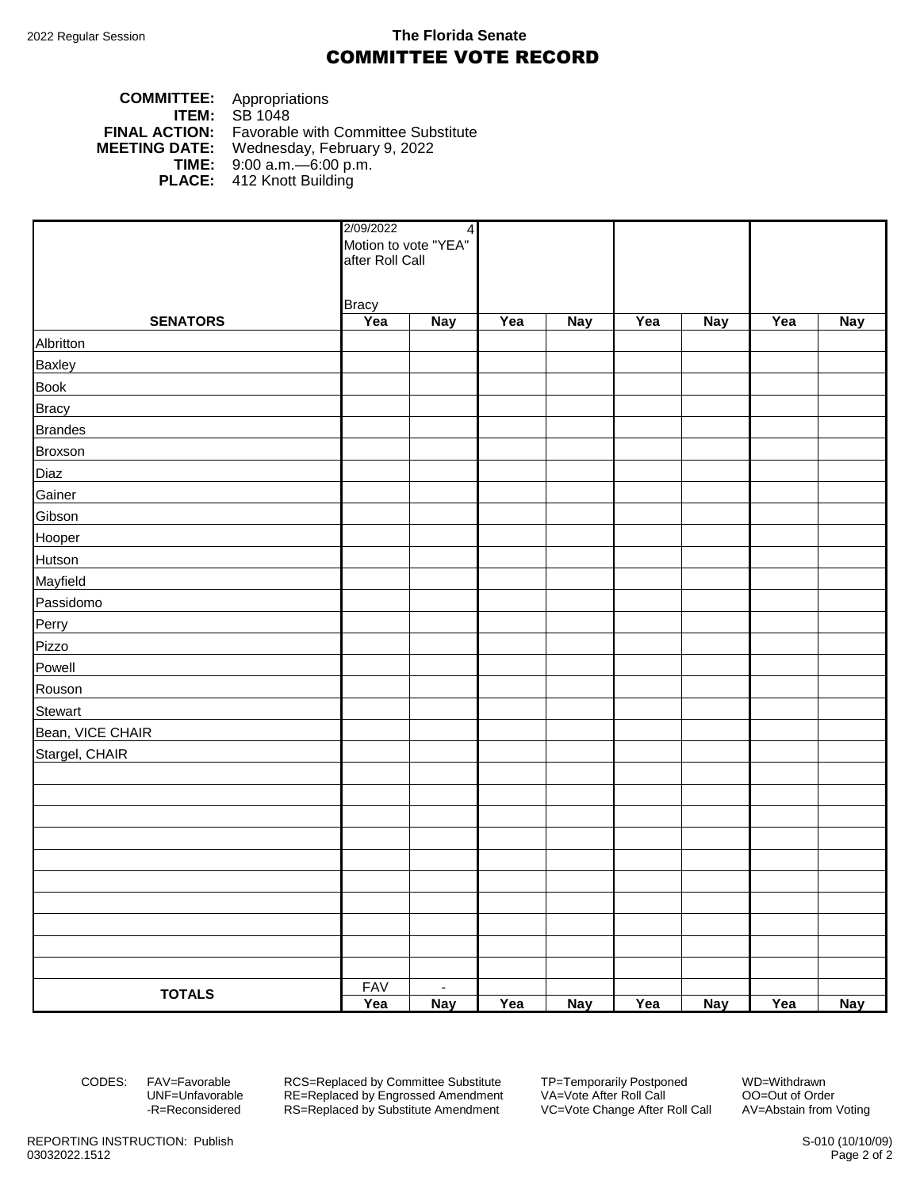2022 Regular Session

**The Florida Senate**

# COMMITTEE VOTE RECORD

**COMMITTEE:** Appropriations
**ITEM:** SB 1048
**FINAL ACTION:** Favorable with Committee Substitute
**MEETING DATE:** Wednesday, February 9, 2022
**TIME:** 9:00 a.m.—6:00 p.m.
**PLACE:** 412 Knott Building

| | 2/09/2022 4 Motion to vote "YEA" after Roll Call Bracy | | | | | | | |
|---|---|---|---|---|---|---|---|---|
| **SENATORS** | **Yea** | **Nay** | **Yea** | **Nay** | **Yea** | **Nay** | **Yea** | **Nay** |
| Albritton | | | | | | | | |
| Baxley | | | | | | | | |
| Book | | | | | | | | |
| Bracy | | | | | | | | |
| Brandes | | | | | | | | |
| Broxson | | | | | | | | |
| Diaz | | | | | | | | |
| Gainer | | | | | | | | |
| Gibson | | | | | | | | |
| Hooper | | | | | | | | |
| Hutson | | | | | | | | |
| Mayfield | | | | | | | | |
| Passidomo | | | | | | | | |
| Perry | | | | | | | | |
| Pizzo | | | | | | | | |
| Powell | | | | | | | | |
| Rouson | | | | | | | | |
| Stewart | | | | | | | | |
| Bean, VICE CHAIR | | | | | | | | |
| Stargel, CHAIR | | | | | | | | |
| | | | | | | | | |
| | | | | | | | | |
| | | | | | | | | |
| | | | | | | | | |
| | | | | | | | | |
| | | | | | | | | |
| | | | | | | | | |
| | | | | | | | | |
| | | | | | | | | |
| | | | | | | | | |
| **TOTALS** | FAV | - | | | | | | |
| | **Yea** | **Nay** | **Yea** | **Nay** | **Yea** | **Nay** | **Yea** | **Nay** |

CODES: FAV=Favorable, UNF=Unfavorable, -R=Reconsidered, RCS=Replaced by Committee Substitute, RE=Replaced by Engrossed Amendment, RS=Replaced by Substitute Amendment, TP=Temporarily Postponed, VA=Vote After Roll Call, VC=Vote Change After Roll Call, WD=Withdrawn, OO=Out of Order, AV=Abstain from Voting

REPORTING INSTRUCTION: Publish
03032022.1512

S-010 (10/10/09)